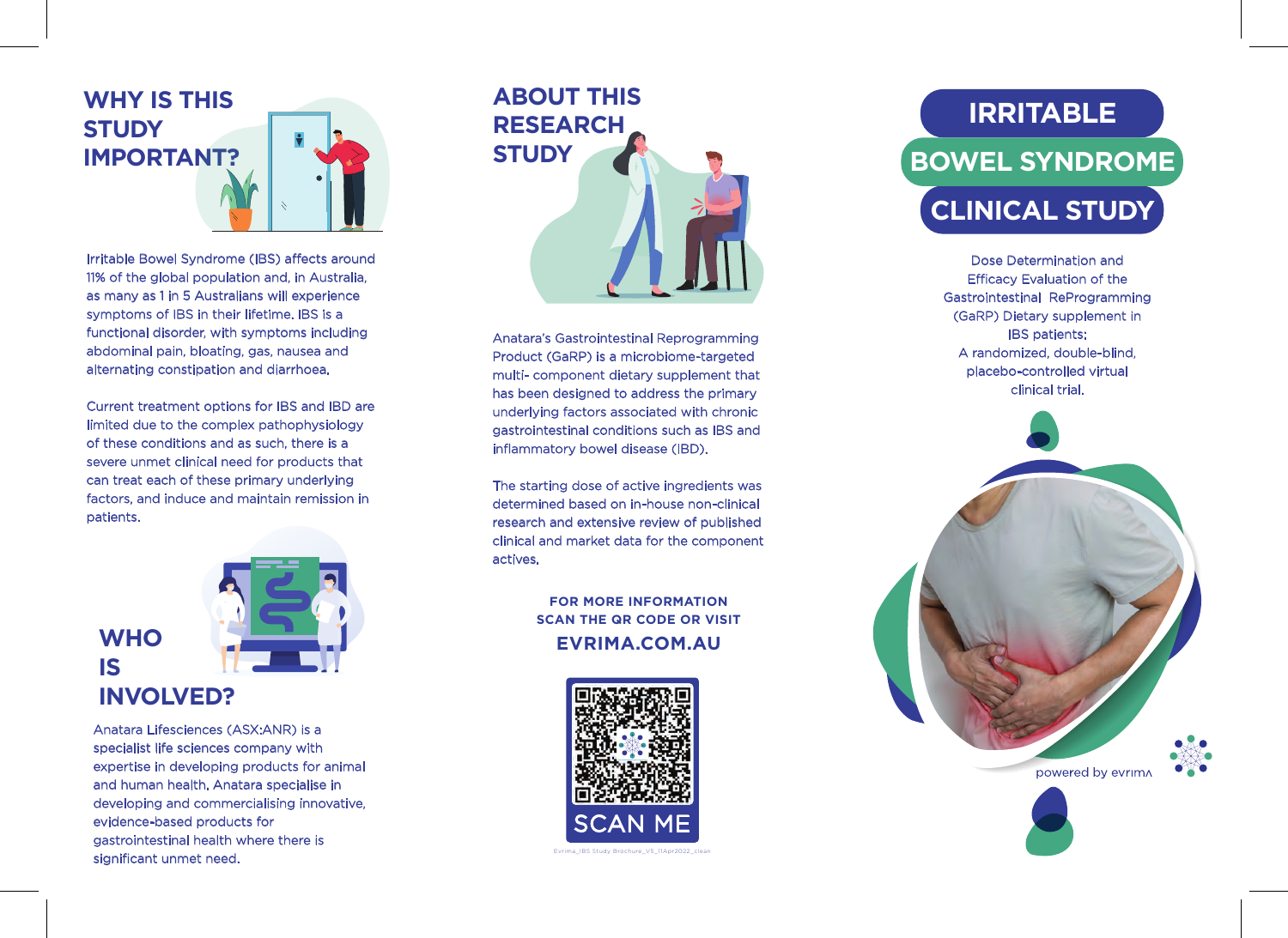# IRRITABLE BOWEL SYNDROME CLINICAL STUDY

Dose Determination and Efficacy Evaluation of the Gastrointestinal ReProgramming (GaRP) Dietary supplement in IBS patients:
A randomized, double-blind, placebo-controlled virtual clinical trial.

powered by evrima

## WHY IS THIS STUDY IMPORTANT?

Irritable Bowel Syndrome (IBS) affects around 11% of the global population and, in Australia, as many as 1 in 5 Australians will experience symptoms of IBS in their lifetime. IBS is a functional disorder, with symptoms including abdominal pain, bloating, gas, nausea and alternating constipation and diarrhoea.

Current treatment options for IBS and IBD are limited due to the complex pathophysiology of these conditions and as such, there is a severe unmet clinical need for products that can treat each of these primary underlying factors, and induce and maintain remission in patients.

## WHO IS INVOLVED?

Anatara Lifesciences (ASX:ANR) is a specialist life sciences company with expertise in developing products for animal and human health. Anatara specialise in developing and commercialising innovative, evidence-based products for gastrointestinal health where there is significant unmet need.

## ABOUT THIS RESEARCH STUDY

Anatara's Gastrointestinal Reprogramming Product (GaRP) is a microbiome-targeted multi- component dietary supplement that has been designed to address the primary underlying factors associated with chronic gastrointestinal conditions such as IBS and inflammatory bowel disease (IBD).

The starting dose of active ingredients was determined based on in-house non-clinical research and extensive review of published clinical and market data for the component actives.

**FOR MORE INFORMATION SCAN THE QR CODE OR VISIT**

**EVRIMA.COM.AU**

SCAN ME

Evrima_IBS Study Brochure_V5_11Apr2022_clean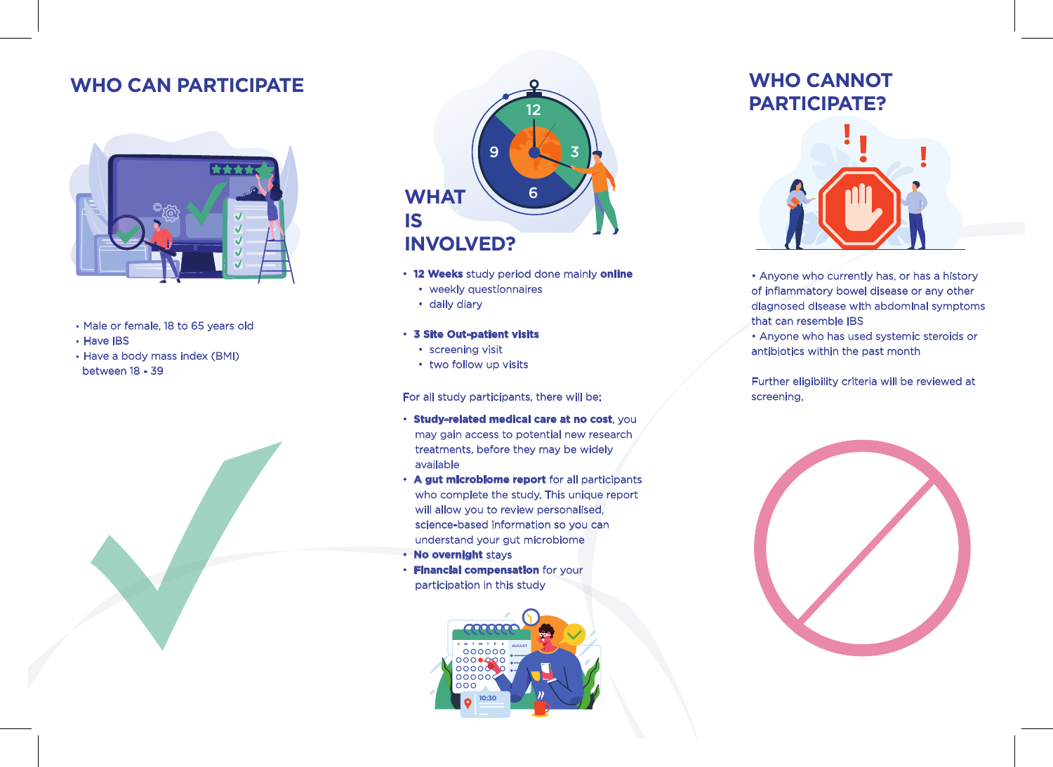## WHO CAN PARTICIPATE

- Male or female, 18 to 65 years old
- Have IBS
- Have a body mass index (BMI) between 18 - 39

## WHAT IS INVOLVED?

- **12 Weeks** study period done mainly **online**
  - weekly questionnaires
  - daily diary
- **3 Site Out-patient visits**
  - screening visit
  - two follow up visits

For all study participants, there will be:

- **Study-related medical care at no cost**, you may gain access to potential new research treatments, before they may be widely available
- **A gut microbiome report** for all participants who complete the study. This unique report will allow you to review personalised, science-based information so you can understand your gut microbiome
- **No overnight** stays
- **Financial compensation** for your participation in this study

## WHO CANNOT PARTICIPATE?

- Anyone who currently has, or has a history of inflammatory bowel disease or any other diagnosed disease with abdominal symptoms that can resemble IBS
- Anyone who has used systemic steroids or antibiotics within the past month

Further eligibility criteria will be reviewed at screening.